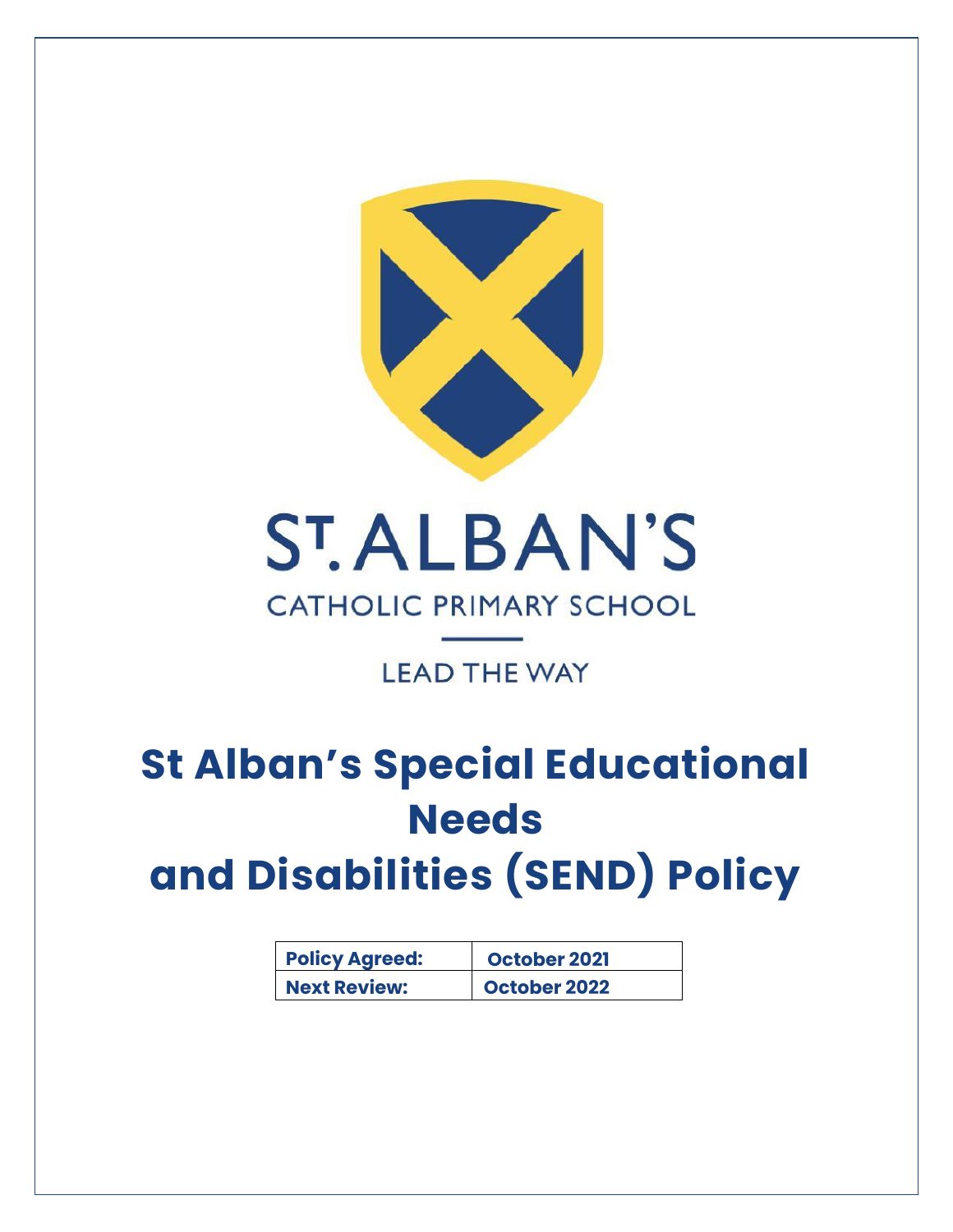ST. ALBAN'S

CATHOLIC PRIMARY SCHOOL

LEAD THE WAY

# St Alban's Special Educational Needs and Disabilities (SEND) Policy

| Policy Agreed: | October 2021 |
|---|---|
| Next Review: | October 2022 |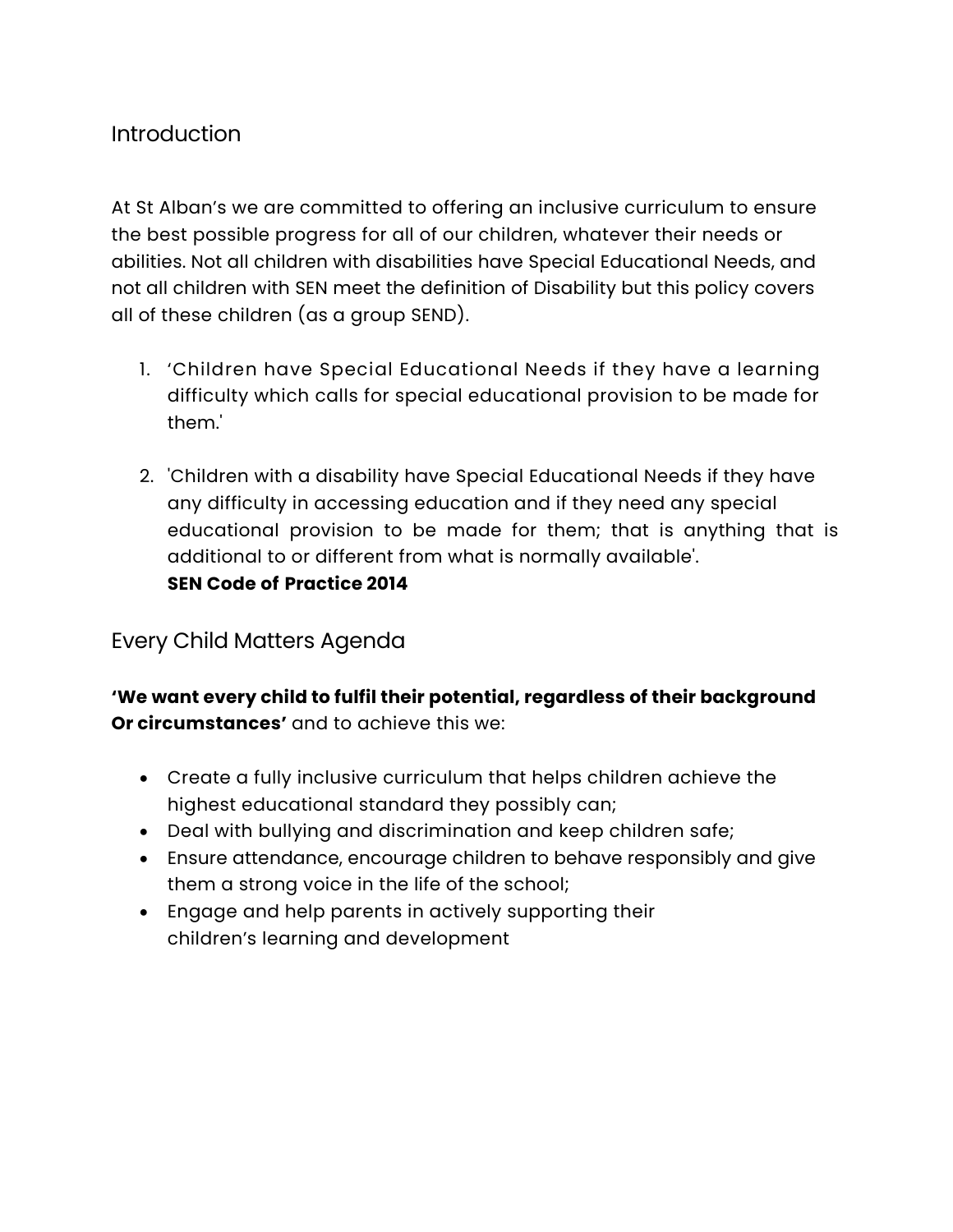## Introduction

At St Alban's we are committed to offering an inclusive curriculum to ensure the best possible progress for all of our children, whatever their needs or abilities. Not all children with disabilities have Special Educational Needs, and not all children with SEN meet the definition of Disability but this policy covers all of these children (as a group SEND).

1. 'Children have Special Educational Needs if they have a learning difficulty which calls for special educational provision to be made for them.'

2. 'Children with a disability have Special Educational Needs if they have any difficulty in accessing education and if they need any special educational provision to be made for them; that is anything that is additional to or different from what is normally available'.
   **SEN Code of Practice 2014**

## Every Child Matters Agenda

**'We want every child to fulfil their potential, regardless of their background Or circumstances'** and to achieve this we:

- Create a fully inclusive curriculum that helps children achieve the highest educational standard they possibly can;
- Deal with bullying and discrimination and keep children safe;
- Ensure attendance, encourage children to behave responsibly and give them a strong voice in the life of the school;
- Engage and help parents in actively supporting their children's learning and development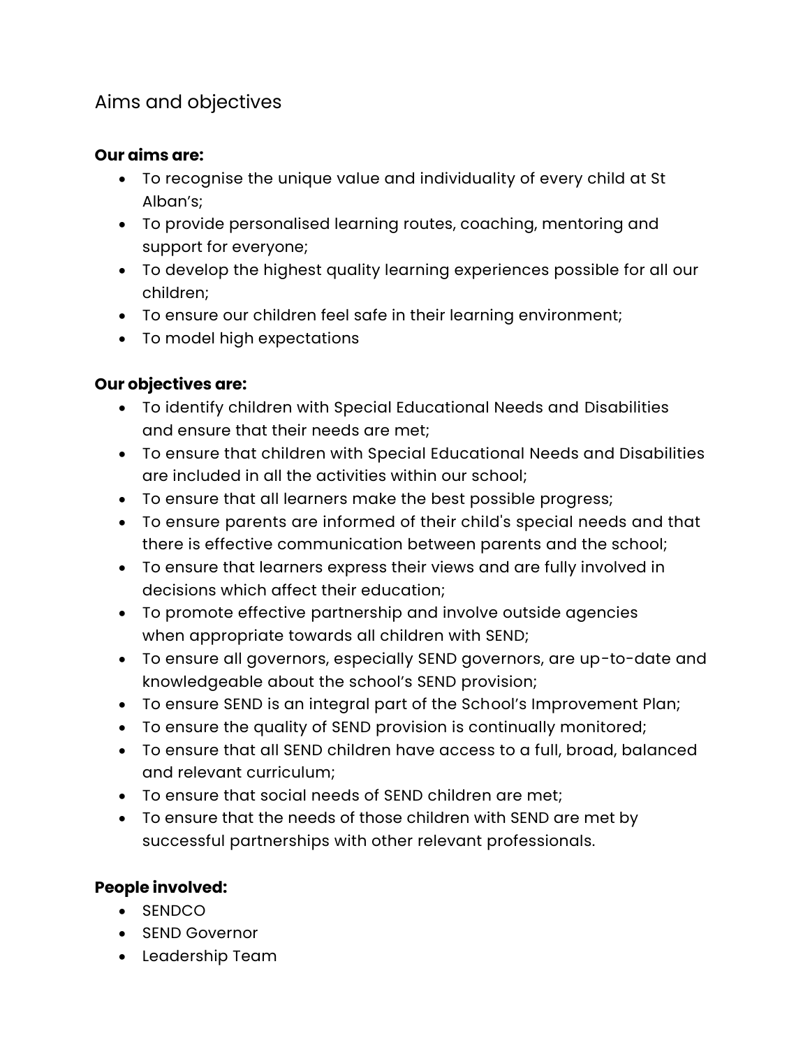## Aims and objectives

**Our aims are:**

- To recognise the unique value and individuality of every child at St Alban's;
- To provide personalised learning routes, coaching, mentoring and support for everyone;
- To develop the highest quality learning experiences possible for all our children;
- To ensure our children feel safe in their learning environment;
- To model high expectations

**Our objectives are:**

- To identify children with Special Educational Needs and Disabilities and ensure that their needs are met;
- To ensure that children with Special Educational Needs and Disabilities are included in all the activities within our school;
- To ensure that all learners make the best possible progress;
- To ensure parents are informed of their child's special needs and that there is effective communication between parents and the school;
- To ensure that learners express their views and are fully involved in decisions which affect their education;
- To promote effective partnership and involve outside agencies when appropriate towards all children with SEND;
- To ensure all governors, especially SEND governors, are up-to-date and knowledgeable about the school's SEND provision;
- To ensure SEND is an integral part of the School's Improvement Plan;
- To ensure the quality of SEND provision is continually monitored;
- To ensure that all SEND children have access to a full, broad, balanced and relevant curriculum;
- To ensure that social needs of SEND children are met;
- To ensure that the needs of those children with SEND are met by successful partnerships with other relevant professionals.

**People involved:**

- SENDCO
- SEND Governor
- Leadership Team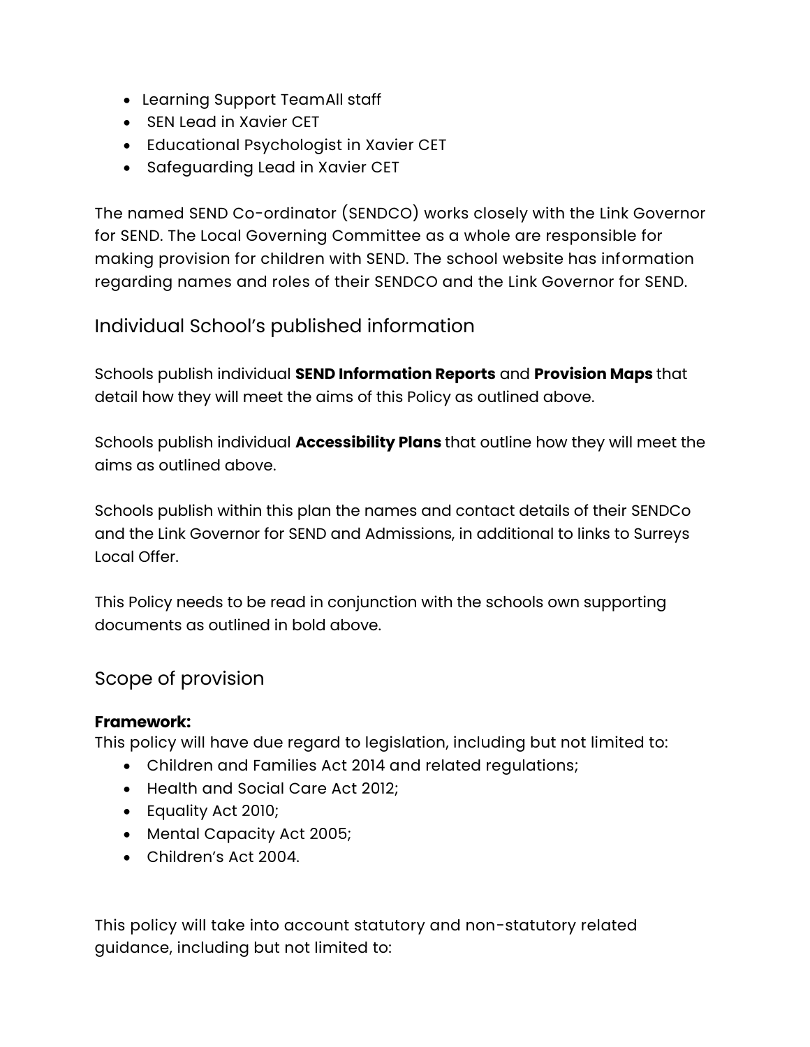- Learning Support TeamAll staff
- SEN Lead in Xavier CET
- Educational Psychologist in Xavier CET
- Safeguarding Lead in Xavier CET

The named SEND Co-ordinator (SENDCO) works closely with the Link Governor for SEND. The Local Governing Committee as a whole are responsible for making provision for children with SEND. The school website has information regarding names and roles of their SENDCO and the Link Governor for SEND.

## Individual School's published information

Schools publish individual **SEND Information Reports** and **Provision Maps** that detail how they will meet the aims of this Policy as outlined above.

Schools publish individual **Accessibility Plans** that outline how they will meet the aims as outlined above.

Schools publish within this plan the names and contact details of their SENDCo and the Link Governor for SEND and Admissions, in additional to links to Surreys Local Offer.

This Policy needs to be read in conjunction with the schools own supporting documents as outlined in bold above.

## Scope of provision

**Framework:**
This policy will have due regard to legislation, including but not limited to:

- Children and Families Act 2014 and related regulations;
- Health and Social Care Act 2012;
- Equality Act 2010;
- Mental Capacity Act 2005;
- Children's Act 2004.

This policy will take into account statutory and non-statutory related guidance, including but not limited to: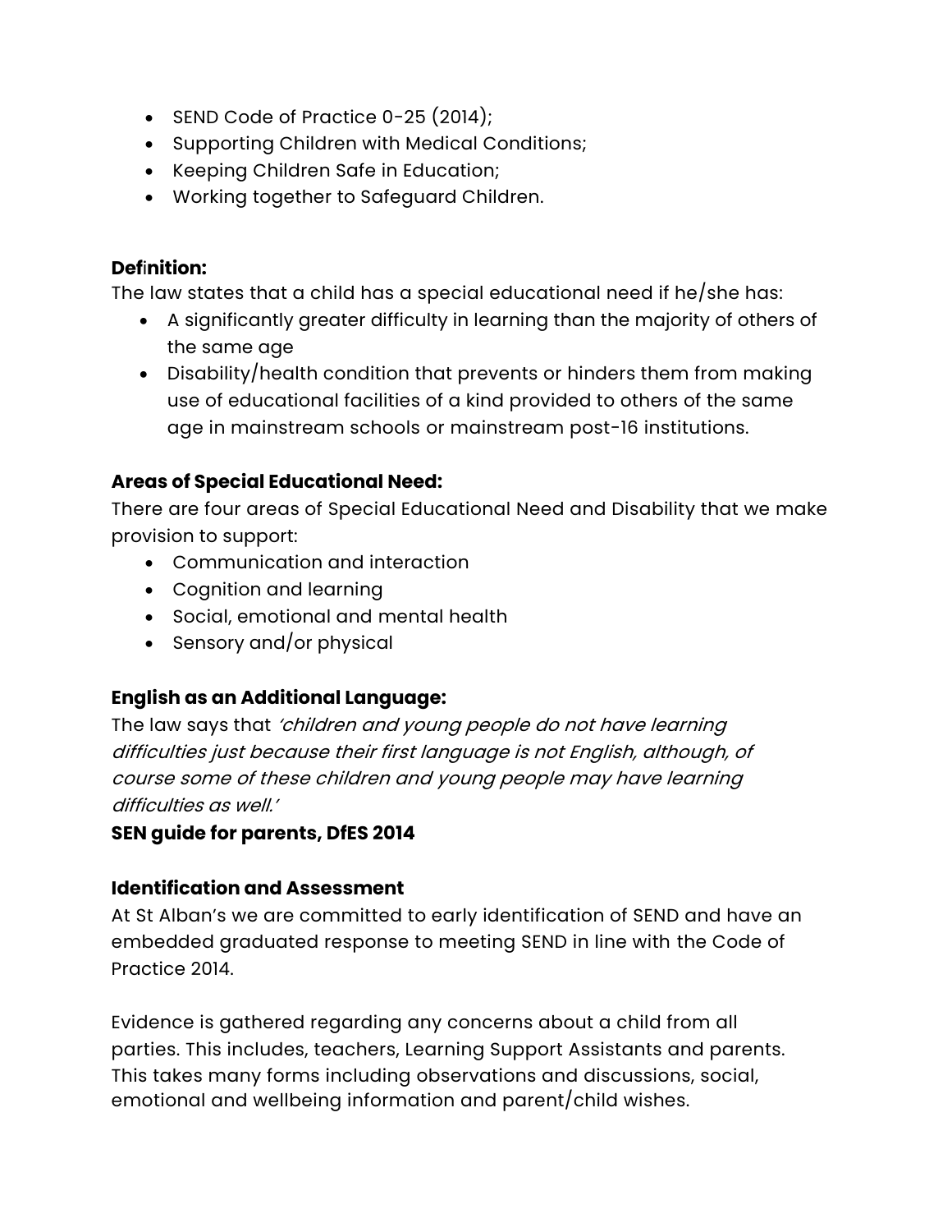- SEND Code of Practice 0-25 (2014);
- Supporting Children with Medical Conditions;
- Keeping Children Safe in Education;
- Working together to Safeguard Children.

**Definition:**

The law states that a child has a special educational need if he/she has:

- A significantly greater difficulty in learning than the majority of others of the same age
- Disability/health condition that prevents or hinders them from making use of educational facilities of a kind provided to others of the same age in mainstream schools or mainstream post-16 institutions.

**Areas of Special Educational Need:**

There are four areas of Special Educational Need and Disability that we make provision to support:

- Communication and interaction
- Cognition and learning
- Social, emotional and mental health
- Sensory and/or physical

**English as an Additional Language:**

The law says that *'children and young people do not have learning difficulties just because their first language is not English, although, of course some of these children and young people may have learning difficulties as well.'*

**SEN guide for parents, DfES 2014**

**Identification and Assessment**

At St Alban's we are committed to early identification of SEND and have an embedded graduated response to meeting SEND in line with the Code of Practice 2014.

Evidence is gathered regarding any concerns about a child from all parties. This includes, teachers, Learning Support Assistants and parents. This takes many forms including observations and discussions, social, emotional and wellbeing information and parent/child wishes.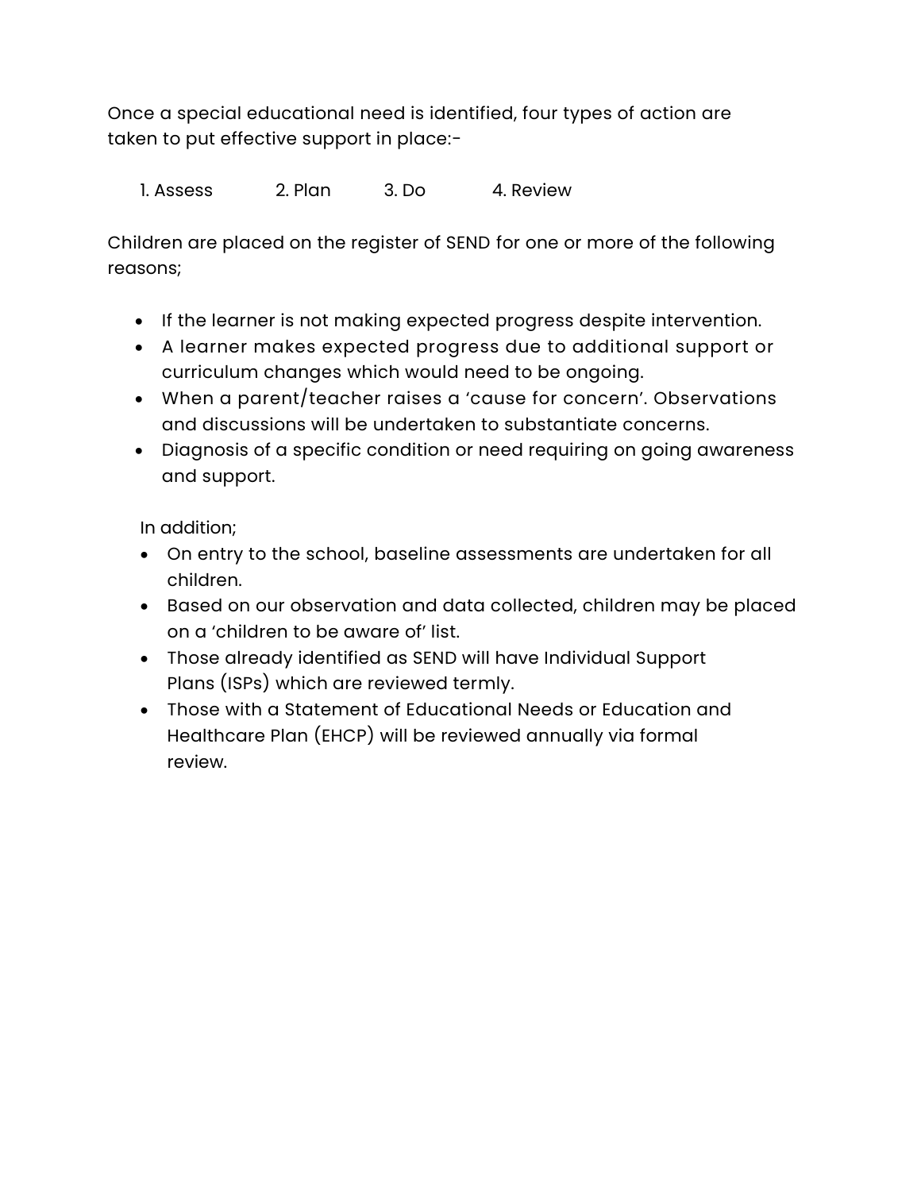Once a special educational need is identified, four types of action are taken to put effective support in place:-

1. Assess 2. Plan 3. Do 4. Review

Children are placed on the register of SEND for one or more of the following reasons;

- If the learner is not making expected progress despite intervention.
- A learner makes expected progress due to additional support or curriculum changes which would need to be ongoing.
- When a parent/teacher raises a 'cause for concern'. Observations and discussions will be undertaken to substantiate concerns.
- Diagnosis of a specific condition or need requiring on going awareness and support.

In addition;

- On entry to the school, baseline assessments are undertaken for all children.
- Based on our observation and data collected, children may be placed on a 'children to be aware of' list.
- Those already identified as SEND will have Individual Support Plans (ISPs) which are reviewed termly.
- Those with a Statement of Educational Needs or Education and Healthcare Plan (EHCP) will be reviewed annually via formal review.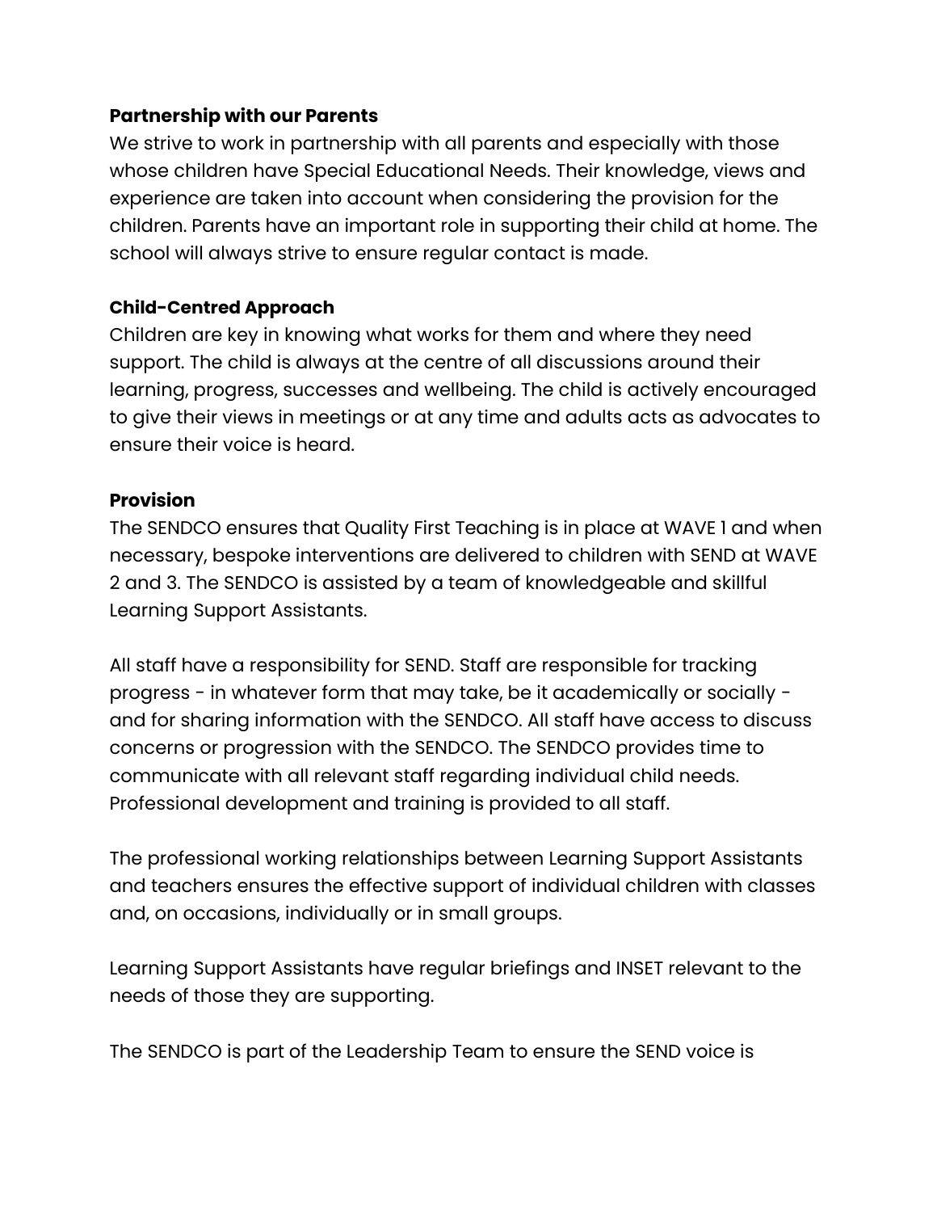**Partnership with our Parents**

We strive to work in partnership with all parents and especially with those whose children have Special Educational Needs. Their knowledge, views and experience are taken into account when considering the provision for the children. Parents have an important role in supporting their child at home. The school will always strive to ensure regular contact is made.

**Child-Centred Approach**

Children are key in knowing what works for them and where they need support. The child is always at the centre of all discussions around their learning, progress, successes and wellbeing. The child is actively encouraged to give their views in meetings or at any time and adults acts as advocates to ensure their voice is heard.

**Provision**

The SENDCO ensures that Quality First Teaching is in place at WAVE 1 and when necessary, bespoke interventions are delivered to children with SEND at WAVE 2 and 3. The SENDCO is assisted by a team of knowledgeable and skillful Learning Support Assistants.

All staff have a responsibility for SEND. Staff are responsible for tracking progress - in whatever form that may take, be it academically or socially - and for sharing information with the SENDCO. All staff have access to discuss concerns or progression with the SENDCO. The SENDCO provides time to communicate with all relevant staff regarding individual child needs. Professional development and training is provided to all staff.

The professional working relationships between Learning Support Assistants and teachers ensures the effective support of individual children with classes and, on occasions, individually or in small groups.

Learning Support Assistants have regular briefings and INSET relevant to the needs of those they are supporting.

The SENDCO is part of the Leadership Team to ensure the SEND voice is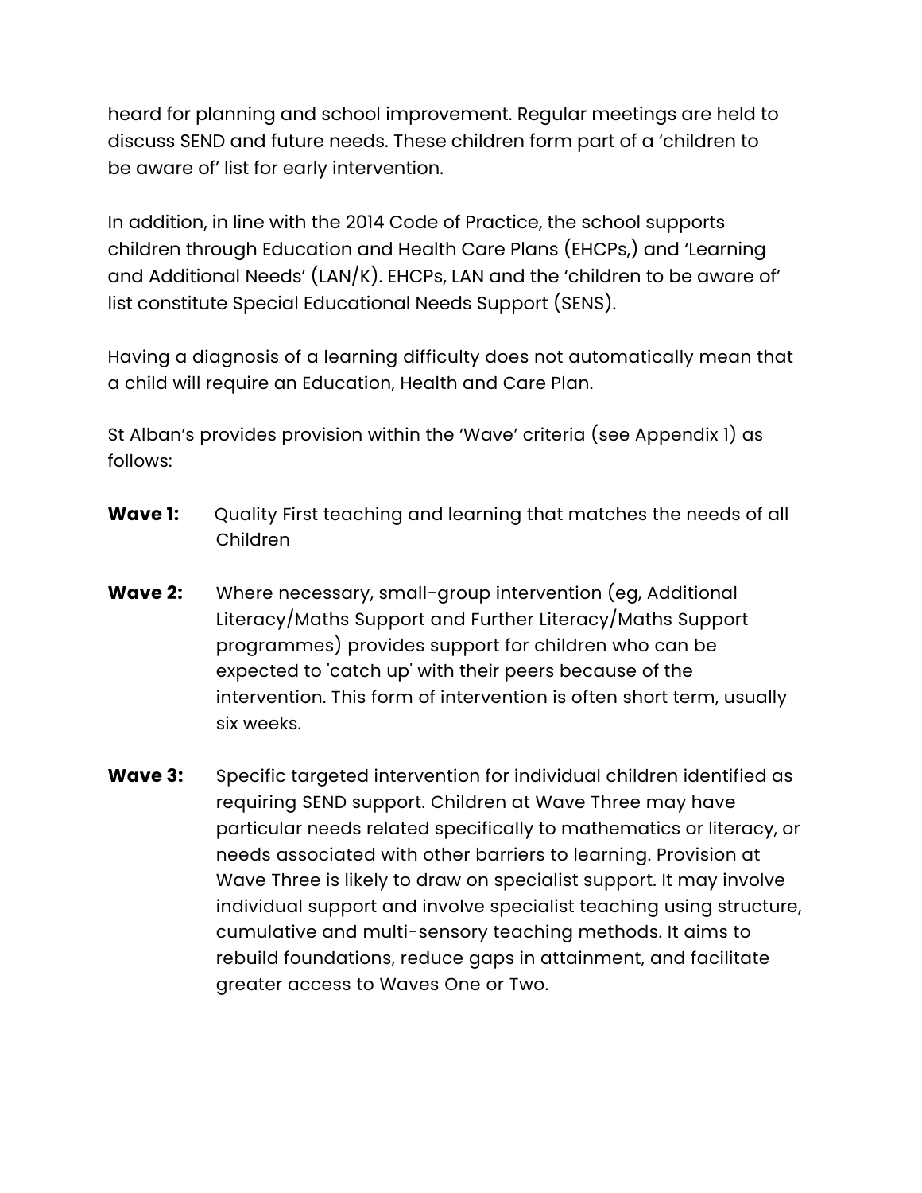heard for planning and school improvement. Regular meetings are held to discuss SEND and future needs. These children form part of a 'children to be aware of' list for early intervention.

In addition, in line with the 2014 Code of Practice, the school supports children through Education and Health Care Plans (EHCPs,) and 'Learning and Additional Needs' (LAN/K). EHCPs, LAN and the 'children to be aware of' list constitute Special Educational Needs Support (SENS).

Having a diagnosis of a learning difficulty does not automatically mean that a child will require an Education, Health and Care Plan.

St Alban's provides provision within the 'Wave' criteria (see Appendix 1) as follows:

**Wave 1:** Quality First teaching and learning that matches the needs of all Children

**Wave 2:** Where necessary, small-group intervention (eg, Additional Literacy/Maths Support and Further Literacy/Maths Support programmes) provides support for children who can be expected to 'catch up' with their peers because of the intervention. This form of intervention is often short term, usually six weeks.

**Wave 3:** Specific targeted intervention for individual children identified as requiring SEND support. Children at Wave Three may have particular needs related specifically to mathematics or literacy, or needs associated with other barriers to learning. Provision at Wave Three is likely to draw on specialist support. It may involve individual support and involve specialist teaching using structure, cumulative and multi-sensory teaching methods. It aims to rebuild foundations, reduce gaps in attainment, and facilitate greater access to Waves One or Two.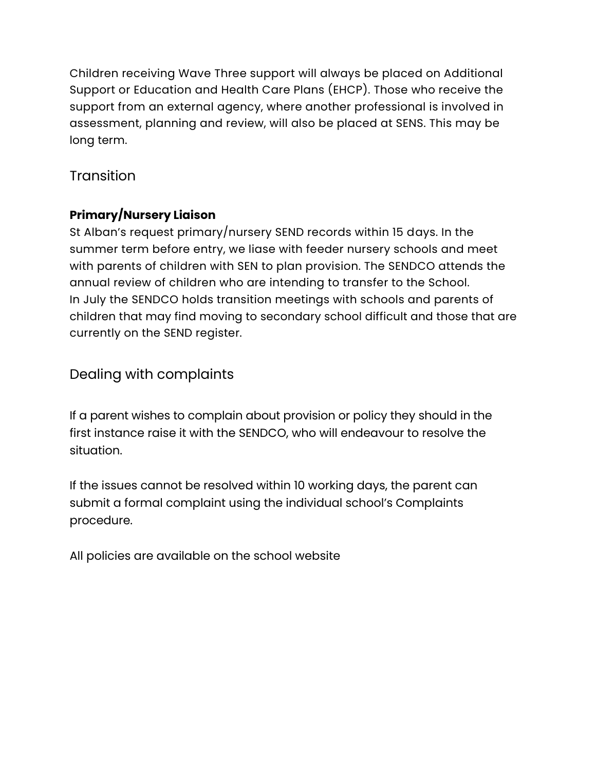Children receiving Wave Three support will always be placed on Additional Support or Education and Health Care Plans (EHCP). Those who receive the support from an external agency, where another professional is involved in assessment, planning and review, will also be placed at SENS. This may be long term.

## Transition

**Primary/Nursery Liaison**
St Alban's request primary/nursery SEND records within 15 days. In the summer term before entry, we liase with feeder nursery schools and meet with parents of children with SEN to plan provision. The SENDCO attends the annual review of children who are intending to transfer to the School.
In July the SENDCO holds transition meetings with schools and parents of children that may find moving to secondary school difficult and those that are currently on the SEND register.

## Dealing with complaints

If a parent wishes to complain about provision or policy they should in the first instance raise it with the SENDCO, who will endeavour to resolve the situation.

If the issues cannot be resolved within 10 working days, the parent can submit a formal complaint using the individual school's Complaints procedure.

All policies are available on the school website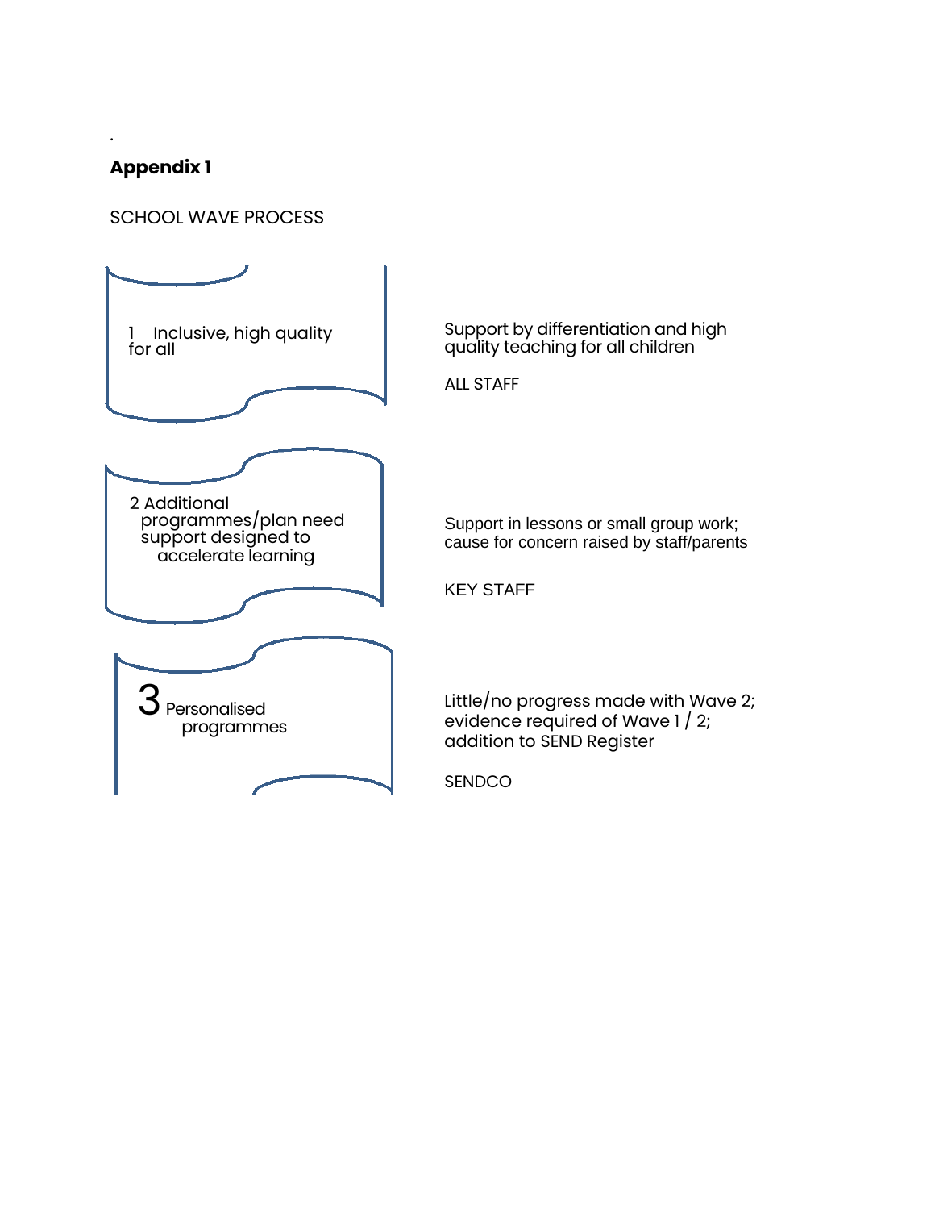**Appendix 1**

SCHOOL WAVE PROCESS

1 Inclusive, high quality for all

Support by differentiation and high quality teaching for all children

ALL STAFF

2 Additional programmes/plan need support designed to accelerate learning

Support in lessons or small group work; cause for concern raised by staff/parents

KEY STAFF

3 Personalised programmes

Little/no progress made with Wave 2; evidence required of Wave 1 / 2; addition to SEND Register

SENDCO